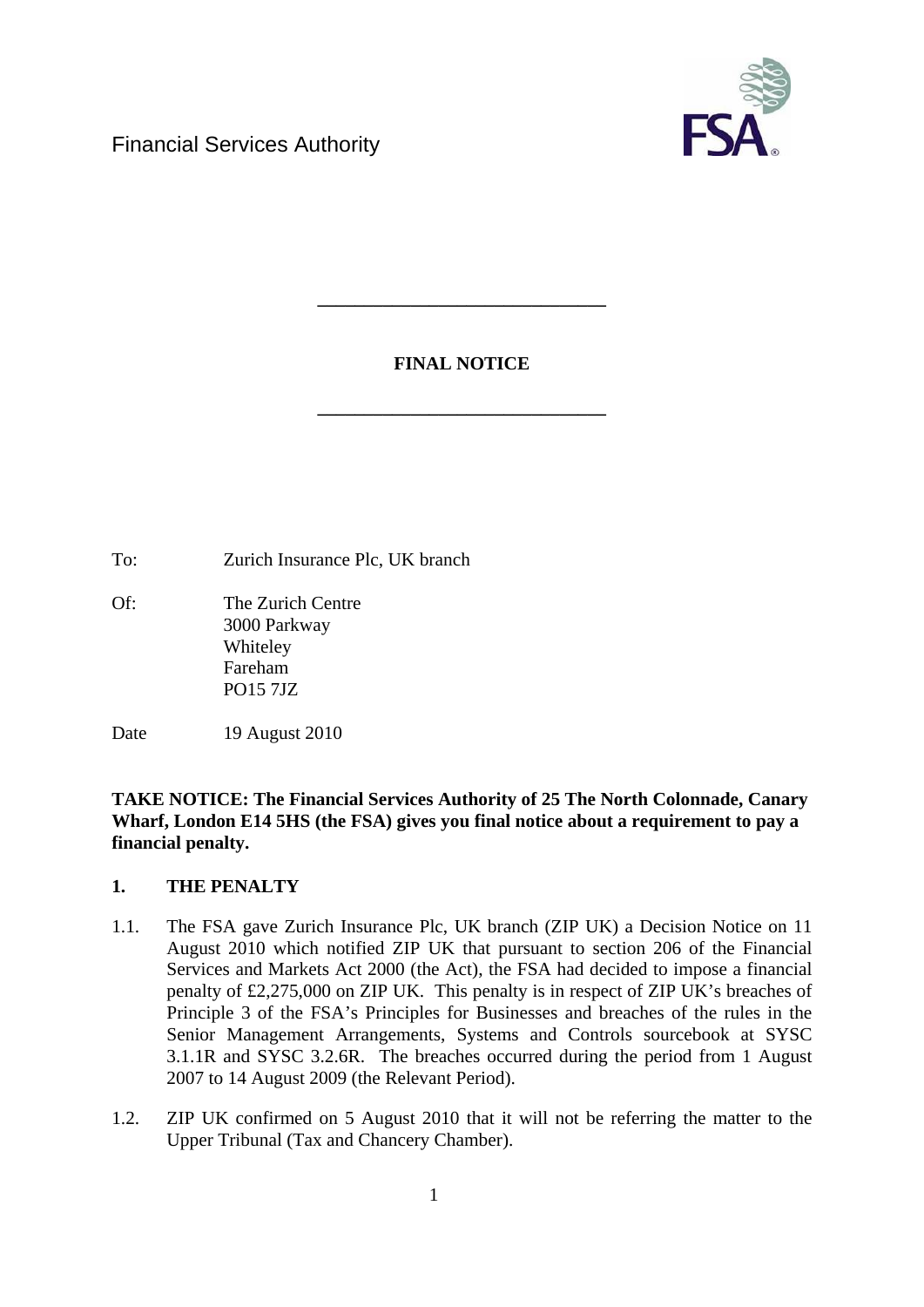Financial Services Authority

---

**FINAL NOTICE**

---

To: Zurich Insurance Plc, UK branch

Of: The Zurich Centre
3000 Parkway
Whiteley
Fareham
PO15 7JZ

Date 19 August 2010

**TAKE NOTICE: The Financial Services Authority of 25 The North Colonnade, Canary Wharf, London E14 5HS (the FSA) gives you final notice about a requirement to pay a financial penalty.**

## 1. THE PENALTY

1.1. The FSA gave Zurich Insurance Plc, UK branch (ZIP UK) a Decision Notice on 11 August 2010 which notified ZIP UK that pursuant to section 206 of the Financial Services and Markets Act 2000 (the Act), the FSA had decided to impose a financial penalty of £2,275,000 on ZIP UK. This penalty is in respect of ZIP UK's breaches of Principle 3 of the FSA's Principles for Businesses and breaches of the rules in the Senior Management Arrangements, Systems and Controls sourcebook at SYSC 3.1.1R and SYSC 3.2.6R. The breaches occurred during the period from 1 August 2007 to 14 August 2009 (the Relevant Period).

1.2. ZIP UK confirmed on 5 August 2010 that it will not be referring the matter to the Upper Tribunal (Tax and Chancery Chamber).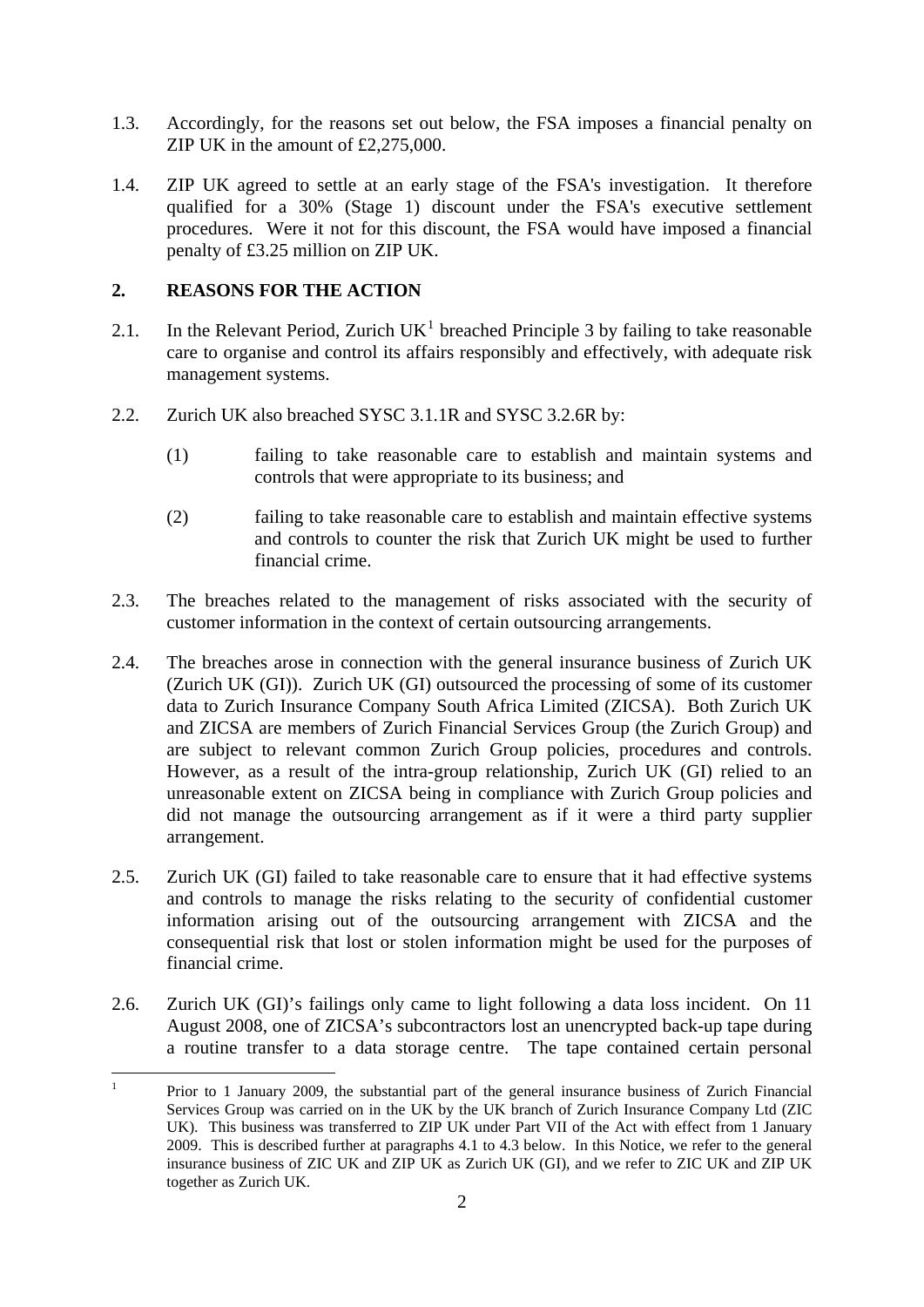1.3. Accordingly, for the reasons set out below, the FSA imposes a financial penalty on ZIP UK in the amount of £2,275,000.

1.4. ZIP UK agreed to settle at an early stage of the FSA's investigation. It therefore qualified for a 30% (Stage 1) discount under the FSA's executive settlement procedures. Were it not for this discount, the FSA would have imposed a financial penalty of £3.25 million on ZIP UK.

## 2. REASONS FOR THE ACTION

2.1. In the Relevant Period, Zurich UK[1] breached Principle 3 by failing to take reasonable care to organise and control its affairs responsibly and effectively, with adequate risk management systems.

2.2. Zurich UK also breached SYSC 3.1.1R and SYSC 3.2.6R by:

(1) failing to take reasonable care to establish and maintain systems and controls that were appropriate to its business; and

(2) failing to take reasonable care to establish and maintain effective systems and controls to counter the risk that Zurich UK might be used to further financial crime.

2.3. The breaches related to the management of risks associated with the security of customer information in the context of certain outsourcing arrangements.

2.4. The breaches arose in connection with the general insurance business of Zurich UK (Zurich UK (GI)). Zurich UK (GI) outsourced the processing of some of its customer data to Zurich Insurance Company South Africa Limited (ZICSA). Both Zurich UK and ZICSA are members of Zurich Financial Services Group (the Zurich Group) and are subject to relevant common Zurich Group policies, procedures and controls. However, as a result of the intra-group relationship, Zurich UK (GI) relied to an unreasonable extent on ZICSA being in compliance with Zurich Group policies and did not manage the outsourcing arrangement as if it were a third party supplier arrangement.

2.5. Zurich UK (GI) failed to take reasonable care to ensure that it had effective systems and controls to manage the risks relating to the security of confidential customer information arising out of the outsourcing arrangement with ZICSA and the consequential risk that lost or stolen information might be used for the purposes of financial crime.

2.6. Zurich UK (GI)'s failings only came to light following a data loss incident. On 11 August 2008, one of ZICSA's subcontractors lost an unencrypted back-up tape during a routine transfer to a data storage centre. The tape contained certain personal

---

[1] Prior to 1 January 2009, the substantial part of the general insurance business of Zurich Financial Services Group was carried on in the UK by the UK branch of Zurich Insurance Company Ltd (ZIC UK). This business was transferred to ZIP UK under Part VII of the Act with effect from 1 January 2009. This is described further at paragraphs 4.1 to 4.3 below. In this Notice, we refer to the general insurance business of ZIC UK and ZIP UK as Zurich UK (GI), and we refer to ZIC UK and ZIP UK together as Zurich UK.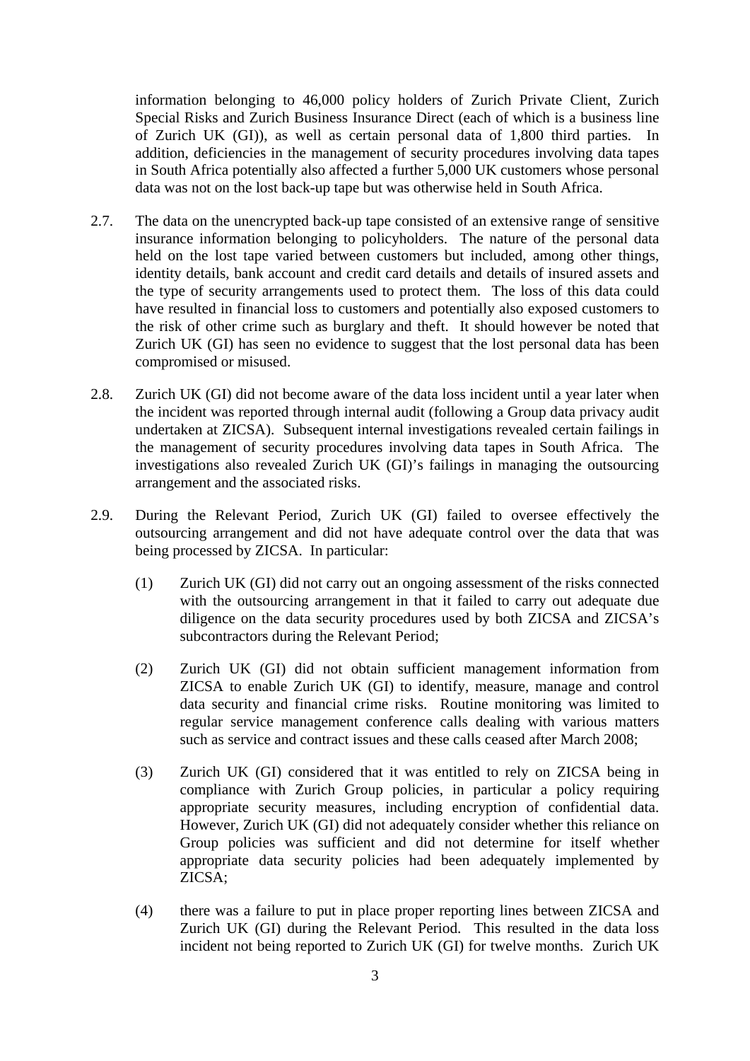information belonging to 46,000 policy holders of Zurich Private Client, Zurich Special Risks and Zurich Business Insurance Direct (each of which is a business line of Zurich UK (GI)), as well as certain personal data of 1,800 third parties. In addition, deficiencies in the management of security procedures involving data tapes in South Africa potentially also affected a further 5,000 UK customers whose personal data was not on the lost back-up tape but was otherwise held in South Africa.

2.7. The data on the unencrypted back-up tape consisted of an extensive range of sensitive insurance information belonging to policyholders. The nature of the personal data held on the lost tape varied between customers but included, among other things, identity details, bank account and credit card details and details of insured assets and the type of security arrangements used to protect them. The loss of this data could have resulted in financial loss to customers and potentially also exposed customers to the risk of other crime such as burglary and theft. It should however be noted that Zurich UK (GI) has seen no evidence to suggest that the lost personal data has been compromised or misused.

2.8. Zurich UK (GI) did not become aware of the data loss incident until a year later when the incident was reported through internal audit (following a Group data privacy audit undertaken at ZICSA). Subsequent internal investigations revealed certain failings in the management of security procedures involving data tapes in South Africa. The investigations also revealed Zurich UK (GI)'s failings in managing the outsourcing arrangement and the associated risks.

2.9. During the Relevant Period, Zurich UK (GI) failed to oversee effectively the outsourcing arrangement and did not have adequate control over the data that was being processed by ZICSA. In particular:

(1) Zurich UK (GI) did not carry out an ongoing assessment of the risks connected with the outsourcing arrangement in that it failed to carry out adequate due diligence on the data security procedures used by both ZICSA and ZICSA's subcontractors during the Relevant Period;

(2) Zurich UK (GI) did not obtain sufficient management information from ZICSA to enable Zurich UK (GI) to identify, measure, manage and control data security and financial crime risks. Routine monitoring was limited to regular service management conference calls dealing with various matters such as service and contract issues and these calls ceased after March 2008;

(3) Zurich UK (GI) considered that it was entitled to rely on ZICSA being in compliance with Zurich Group policies, in particular a policy requiring appropriate security measures, including encryption of confidential data. However, Zurich UK (GI) did not adequately consider whether this reliance on Group policies was sufficient and did not determine for itself whether appropriate data security policies had been adequately implemented by ZICSA;

(4) there was a failure to put in place proper reporting lines between ZICSA and Zurich UK (GI) during the Relevant Period. This resulted in the data loss incident not being reported to Zurich UK (GI) for twelve months. Zurich UK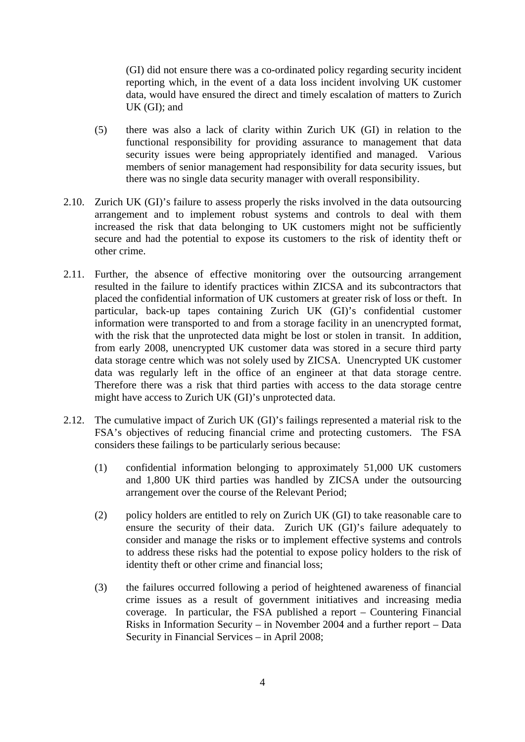(GI) did not ensure there was a co-ordinated policy regarding security incident reporting which, in the event of a data loss incident involving UK customer data, would have ensured the direct and timely escalation of matters to Zurich UK (GI); and

(5) there was also a lack of clarity within Zurich UK (GI) in relation to the functional responsibility for providing assurance to management that data security issues were being appropriately identified and managed. Various members of senior management had responsibility for data security issues, but there was no single data security manager with overall responsibility.

2.10. Zurich UK (GI)'s failure to assess properly the risks involved in the data outsourcing arrangement and to implement robust systems and controls to deal with them increased the risk that data belonging to UK customers might not be sufficiently secure and had the potential to expose its customers to the risk of identity theft or other crime.

2.11. Further, the absence of effective monitoring over the outsourcing arrangement resulted in the failure to identify practices within ZICSA and its subcontractors that placed the confidential information of UK customers at greater risk of loss or theft. In particular, back-up tapes containing Zurich UK (GI)'s confidential customer information were transported to and from a storage facility in an unencrypted format, with the risk that the unprotected data might be lost or stolen in transit. In addition, from early 2008, unencrypted UK customer data was stored in a secure third party data storage centre which was not solely used by ZICSA. Unencrypted UK customer data was regularly left in the office of an engineer at that data storage centre. Therefore there was a risk that third parties with access to the data storage centre might have access to Zurich UK (GI)'s unprotected data.

2.12. The cumulative impact of Zurich UK (GI)'s failings represented a material risk to the FSA's objectives of reducing financial crime and protecting customers. The FSA considers these failings to be particularly serious because:

(1) confidential information belonging to approximately 51,000 UK customers and 1,800 UK third parties was handled by ZICSA under the outsourcing arrangement over the course of the Relevant Period;

(2) policy holders are entitled to rely on Zurich UK (GI) to take reasonable care to ensure the security of their data. Zurich UK (GI)'s failure adequately to consider and manage the risks or to implement effective systems and controls to address these risks had the potential to expose policy holders to the risk of identity theft or other crime and financial loss;

(3) the failures occurred following a period of heightened awareness of financial crime issues as a result of government initiatives and increasing media coverage. In particular, the FSA published a report – Countering Financial Risks in Information Security – in November 2004 and a further report – Data Security in Financial Services – in April 2008;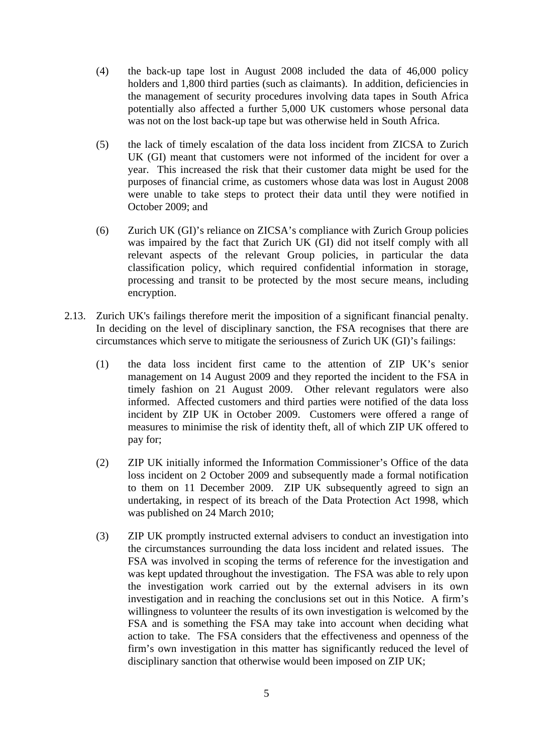(4) the back-up tape lost in August 2008 included the data of 46,000 policy holders and 1,800 third parties (such as claimants). In addition, deficiencies in the management of security procedures involving data tapes in South Africa potentially also affected a further 5,000 UK customers whose personal data was not on the lost back-up tape but was otherwise held in South Africa.

(5) the lack of timely escalation of the data loss incident from ZICSA to Zurich UK (GI) meant that customers were not informed of the incident for over a year. This increased the risk that their customer data might be used for the purposes of financial crime, as customers whose data was lost in August 2008 were unable to take steps to protect their data until they were notified in October 2009; and

(6) Zurich UK (GI)'s reliance on ZICSA's compliance with Zurich Group policies was impaired by the fact that Zurich UK (GI) did not itself comply with all relevant aspects of the relevant Group policies, in particular the data classification policy, which required confidential information in storage, processing and transit to be protected by the most secure means, including encryption.

2.13. Zurich UK's failings therefore merit the imposition of a significant financial penalty. In deciding on the level of disciplinary sanction, the FSA recognises that there are circumstances which serve to mitigate the seriousness of Zurich UK (GI)'s failings:

(1) the data loss incident first came to the attention of ZIP UK's senior management on 14 August 2009 and they reported the incident to the FSA in timely fashion on 21 August 2009. Other relevant regulators were also informed. Affected customers and third parties were notified of the data loss incident by ZIP UK in October 2009. Customers were offered a range of measures to minimise the risk of identity theft, all of which ZIP UK offered to pay for;

(2) ZIP UK initially informed the Information Commissioner's Office of the data loss incident on 2 October 2009 and subsequently made a formal notification to them on 11 December 2009. ZIP UK subsequently agreed to sign an undertaking, in respect of its breach of the Data Protection Act 1998, which was published on 24 March 2010;

(3) ZIP UK promptly instructed external advisers to conduct an investigation into the circumstances surrounding the data loss incident and related issues. The FSA was involved in scoping the terms of reference for the investigation and was kept updated throughout the investigation. The FSA was able to rely upon the investigation work carried out by the external advisers in its own investigation and in reaching the conclusions set out in this Notice. A firm's willingness to volunteer the results of its own investigation is welcomed by the FSA and is something the FSA may take into account when deciding what action to take. The FSA considers that the effectiveness and openness of the firm's own investigation in this matter has significantly reduced the level of disciplinary sanction that otherwise would been imposed on ZIP UK;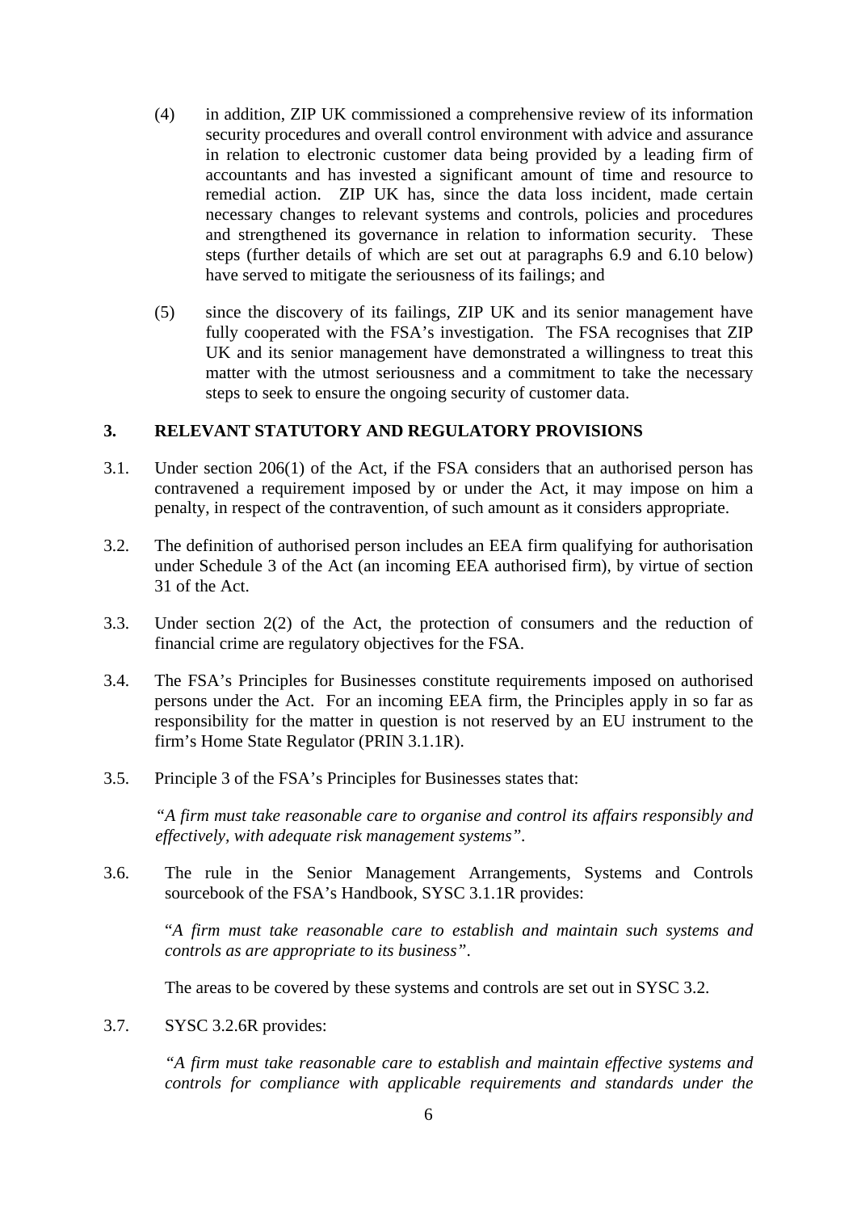(4) in addition, ZIP UK commissioned a comprehensive review of its information security procedures and overall control environment with advice and assurance in relation to electronic customer data being provided by a leading firm of accountants and has invested a significant amount of time and resource to remedial action. ZIP UK has, since the data loss incident, made certain necessary changes to relevant systems and controls, policies and procedures and strengthened its governance in relation to information security. These steps (further details of which are set out at paragraphs 6.9 and 6.10 below) have served to mitigate the seriousness of its failings; and

(5) since the discovery of its failings, ZIP UK and its senior management have fully cooperated with the FSA's investigation. The FSA recognises that ZIP UK and its senior management have demonstrated a willingness to treat this matter with the utmost seriousness and a commitment to take the necessary steps to seek to ensure the ongoing security of customer data.

## 3. RELEVANT STATUTORY AND REGULATORY PROVISIONS

3.1. Under section 206(1) of the Act, if the FSA considers that an authorised person has contravened a requirement imposed by or under the Act, it may impose on him a penalty, in respect of the contravention, of such amount as it considers appropriate.

3.2. The definition of authorised person includes an EEA firm qualifying for authorisation under Schedule 3 of the Act (an incoming EEA authorised firm), by virtue of section 31 of the Act.

3.3. Under section 2(2) of the Act, the protection of consumers and the reduction of financial crime are regulatory objectives for the FSA.

3.4. The FSA's Principles for Businesses constitute requirements imposed on authorised persons under the Act. For an incoming EEA firm, the Principles apply in so far as responsibility for the matter in question is not reserved by an EU instrument to the firm's Home State Regulator (PRIN 3.1.1R).

3.5. Principle 3 of the FSA's Principles for Businesses states that:

*"A firm must take reasonable care to organise and control its affairs responsibly and effectively, with adequate risk management systems".*

3.6. The rule in the Senior Management Arrangements, Systems and Controls sourcebook of the FSA's Handbook, SYSC 3.1.1R provides:

"*A firm must take reasonable care to establish and maintain such systems and controls as are appropriate to its business".*

The areas to be covered by these systems and controls are set out in SYSC 3.2.

3.7. SYSC 3.2.6R provides:

*"A firm must take reasonable care to establish and maintain effective systems and controls for compliance with applicable requirements and standards under the*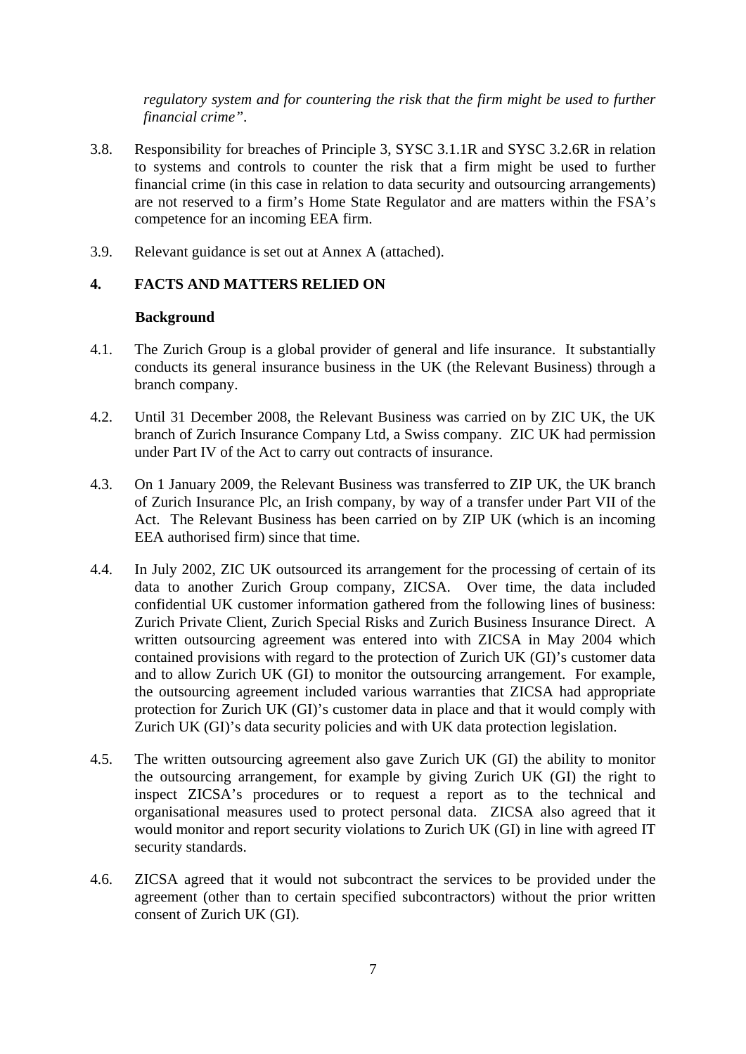*regulatory system and for countering the risk that the firm might be used to further financial crime”*.

3.8. Responsibility for breaches of Principle 3, SYSC 3.1.1R and SYSC 3.2.6R in relation to systems and controls to counter the risk that a firm might be used to further financial crime (in this case in relation to data security and outsourcing arrangements) are not reserved to a firm’s Home State Regulator and are matters within the FSA’s competence for an incoming EEA firm.

3.9. Relevant guidance is set out at Annex A (attached).

## 4. FACTS AND MATTERS RELIED ON

**Background**

4.1. The Zurich Group is a global provider of general and life insurance. It substantially conducts its general insurance business in the UK (the Relevant Business) through a branch company.

4.2. Until 31 December 2008, the Relevant Business was carried on by ZIC UK, the UK branch of Zurich Insurance Company Ltd, a Swiss company. ZIC UK had permission under Part IV of the Act to carry out contracts of insurance.

4.3. On 1 January 2009, the Relevant Business was transferred to ZIP UK, the UK branch of Zurich Insurance Plc, an Irish company, by way of a transfer under Part VII of the Act. The Relevant Business has been carried on by ZIP UK (which is an incoming EEA authorised firm) since that time.

4.4. In July 2002, ZIC UK outsourced its arrangement for the processing of certain of its data to another Zurich Group company, ZICSA. Over time, the data included confidential UK customer information gathered from the following lines of business: Zurich Private Client, Zurich Special Risks and Zurich Business Insurance Direct. A written outsourcing agreement was entered into with ZICSA in May 2004 which contained provisions with regard to the protection of Zurich UK (GI)’s customer data and to allow Zurich UK (GI) to monitor the outsourcing arrangement. For example, the outsourcing agreement included various warranties that ZICSA had appropriate protection for Zurich UK (GI)’s customer data in place and that it would comply with Zurich UK (GI)’s data security policies and with UK data protection legislation.

4.5. The written outsourcing agreement also gave Zurich UK (GI) the ability to monitor the outsourcing arrangement, for example by giving Zurich UK (GI) the right to inspect ZICSA’s procedures or to request a report as to the technical and organisational measures used to protect personal data. ZICSA also agreed that it would monitor and report security violations to Zurich UK (GI) in line with agreed IT security standards.

4.6. ZICSA agreed that it would not subcontract the services to be provided under the agreement (other than to certain specified subcontractors) without the prior written consent of Zurich UK (GI).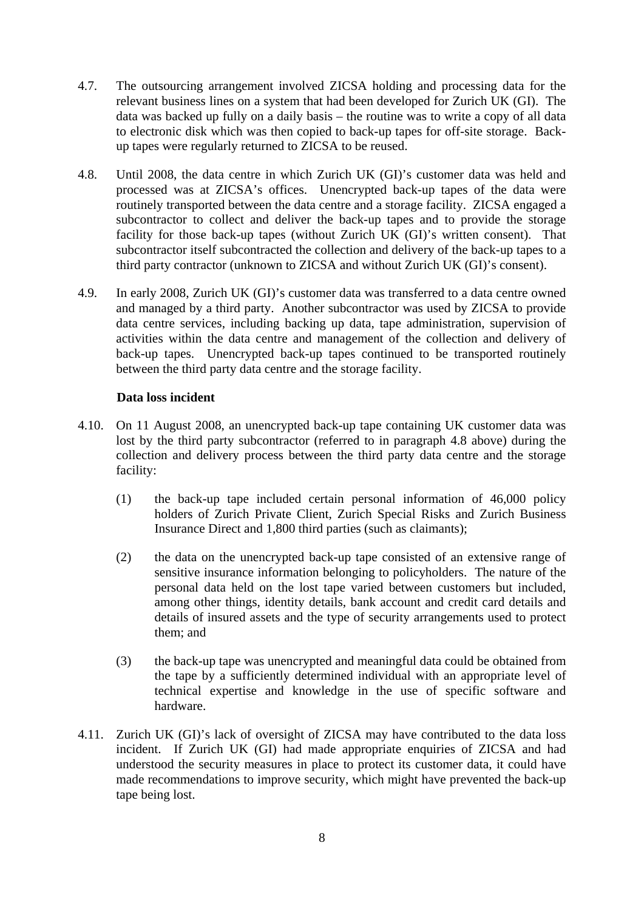4.7. The outsourcing arrangement involved ZICSA holding and processing data for the relevant business lines on a system that had been developed for Zurich UK (GI). The data was backed up fully on a daily basis – the routine was to write a copy of all data to electronic disk which was then copied to back-up tapes for off-site storage. Back-up tapes were regularly returned to ZICSA to be reused.

4.8. Until 2008, the data centre in which Zurich UK (GI)'s customer data was held and processed was at ZICSA's offices. Unencrypted back-up tapes of the data were routinely transported between the data centre and a storage facility. ZICSA engaged a subcontractor to collect and deliver the back-up tapes and to provide the storage facility for those back-up tapes (without Zurich UK (GI)'s written consent). That subcontractor itself subcontracted the collection and delivery of the back-up tapes to a third party contractor (unknown to ZICSA and without Zurich UK (GI)'s consent).

4.9. In early 2008, Zurich UK (GI)'s customer data was transferred to a data centre owned and managed by a third party. Another subcontractor was used by ZICSA to provide data centre services, including backing up data, tape administration, supervision of activities within the data centre and management of the collection and delivery of back-up tapes. Unencrypted back-up tapes continued to be transported routinely between the third party data centre and the storage facility.

**Data loss incident**

4.10. On 11 August 2008, an unencrypted back-up tape containing UK customer data was lost by the third party subcontractor (referred to in paragraph 4.8 above) during the collection and delivery process between the third party data centre and the storage facility:

(1) the back-up tape included certain personal information of 46,000 policy holders of Zurich Private Client, Zurich Special Risks and Zurich Business Insurance Direct and 1,800 third parties (such as claimants);

(2) the data on the unencrypted back-up tape consisted of an extensive range of sensitive insurance information belonging to policyholders. The nature of the personal data held on the lost tape varied between customers but included, among other things, identity details, bank account and credit card details and details of insured assets and the type of security arrangements used to protect them; and

(3) the back-up tape was unencrypted and meaningful data could be obtained from the tape by a sufficiently determined individual with an appropriate level of technical expertise and knowledge in the use of specific software and hardware.

4.11. Zurich UK (GI)'s lack of oversight of ZICSA may have contributed to the data loss incident. If Zurich UK (GI) had made appropriate enquiries of ZICSA and had understood the security measures in place to protect its customer data, it could have made recommendations to improve security, which might have prevented the back-up tape being lost.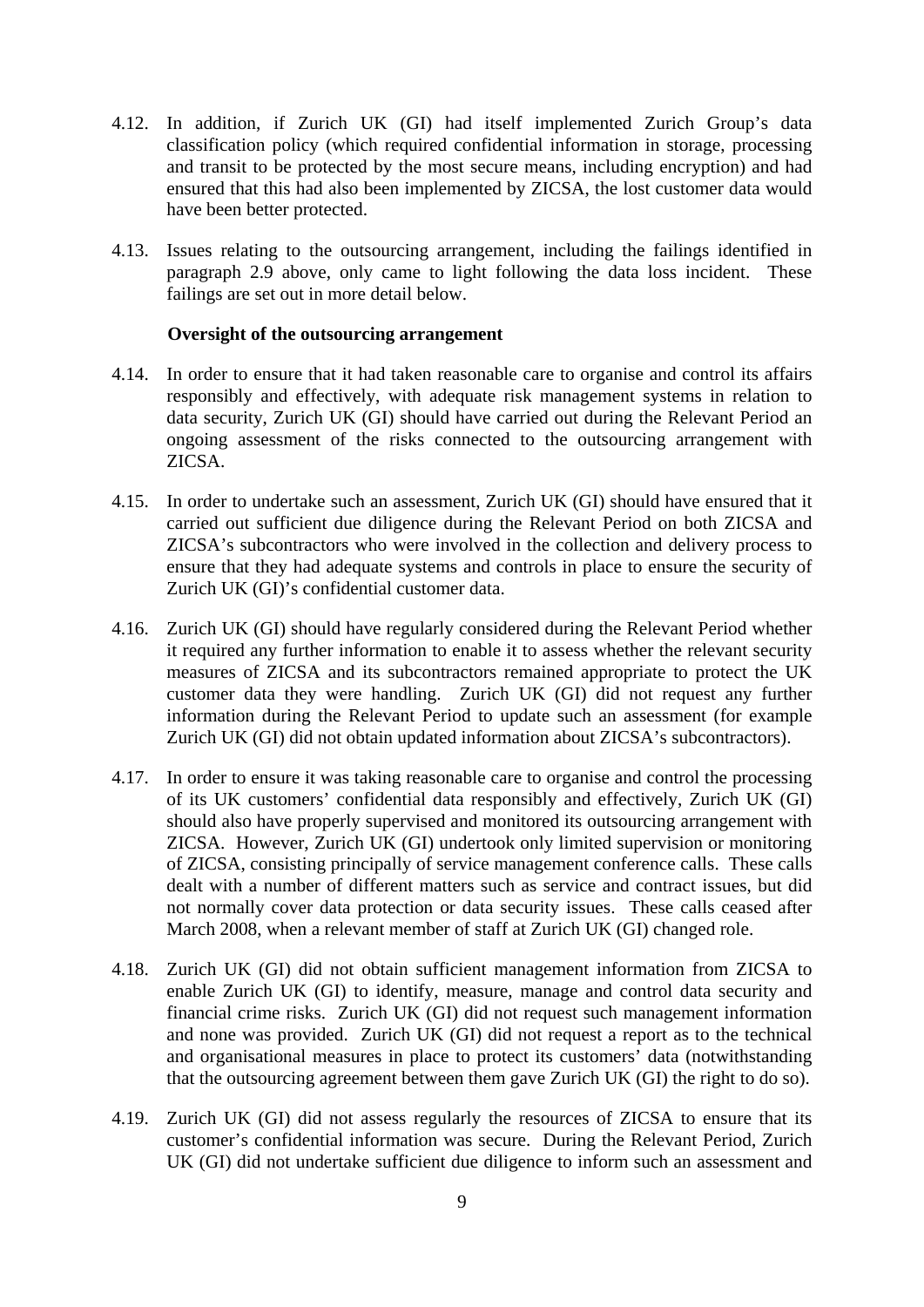4.12. In addition, if Zurich UK (GI) had itself implemented Zurich Group's data classification policy (which required confidential information in storage, processing and transit to be protected by the most secure means, including encryption) and had ensured that this had also been implemented by ZICSA, the lost customer data would have been better protected.

4.13. Issues relating to the outsourcing arrangement, including the failings identified in paragraph 2.9 above, only came to light following the data loss incident. These failings are set out in more detail below.

**Oversight of the outsourcing arrangement**

4.14. In order to ensure that it had taken reasonable care to organise and control its affairs responsibly and effectively, with adequate risk management systems in relation to data security, Zurich UK (GI) should have carried out during the Relevant Period an ongoing assessment of the risks connected to the outsourcing arrangement with ZICSA.

4.15. In order to undertake such an assessment, Zurich UK (GI) should have ensured that it carried out sufficient due diligence during the Relevant Period on both ZICSA and ZICSA's subcontractors who were involved in the collection and delivery process to ensure that they had adequate systems and controls in place to ensure the security of Zurich UK (GI)'s confidential customer data.

4.16. Zurich UK (GI) should have regularly considered during the Relevant Period whether it required any further information to enable it to assess whether the relevant security measures of ZICSA and its subcontractors remained appropriate to protect the UK customer data they were handling. Zurich UK (GI) did not request any further information during the Relevant Period to update such an assessment (for example Zurich UK (GI) did not obtain updated information about ZICSA's subcontractors).

4.17. In order to ensure it was taking reasonable care to organise and control the processing of its UK customers' confidential data responsibly and effectively, Zurich UK (GI) should also have properly supervised and monitored its outsourcing arrangement with ZICSA. However, Zurich UK (GI) undertook only limited supervision or monitoring of ZICSA, consisting principally of service management conference calls. These calls dealt with a number of different matters such as service and contract issues, but did not normally cover data protection or data security issues. These calls ceased after March 2008, when a relevant member of staff at Zurich UK (GI) changed role.

4.18. Zurich UK (GI) did not obtain sufficient management information from ZICSA to enable Zurich UK (GI) to identify, measure, manage and control data security and financial crime risks. Zurich UK (GI) did not request such management information and none was provided. Zurich UK (GI) did not request a report as to the technical and organisational measures in place to protect its customers' data (notwithstanding that the outsourcing agreement between them gave Zurich UK (GI) the right to do so).

4.19. Zurich UK (GI) did not assess regularly the resources of ZICSA to ensure that its customer's confidential information was secure. During the Relevant Period, Zurich UK (GI) did not undertake sufficient due diligence to inform such an assessment and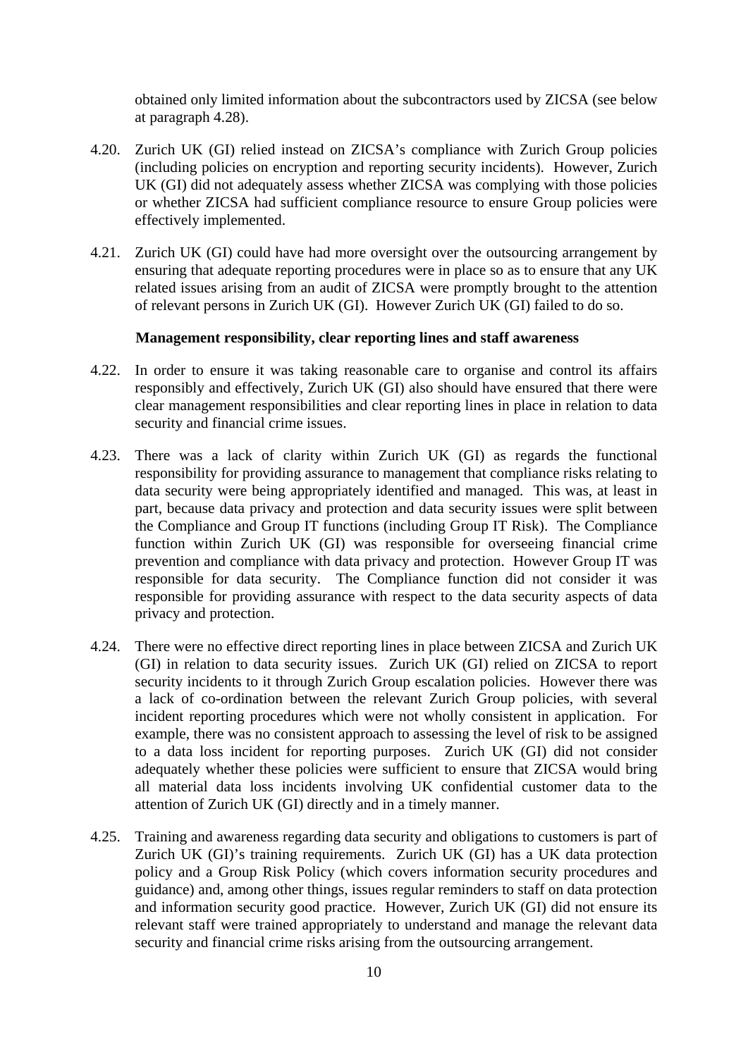obtained only limited information about the subcontractors used by ZICSA (see below at paragraph 4.28).

4.20. Zurich UK (GI) relied instead on ZICSA's compliance with Zurich Group policies (including policies on encryption and reporting security incidents). However, Zurich UK (GI) did not adequately assess whether ZICSA was complying with those policies or whether ZICSA had sufficient compliance resource to ensure Group policies were effectively implemented.

4.21. Zurich UK (GI) could have had more oversight over the outsourcing arrangement by ensuring that adequate reporting procedures were in place so as to ensure that any UK related issues arising from an audit of ZICSA were promptly brought to the attention of relevant persons in Zurich UK (GI). However Zurich UK (GI) failed to do so.

**Management responsibility, clear reporting lines and staff awareness**

4.22. In order to ensure it was taking reasonable care to organise and control its affairs responsibly and effectively, Zurich UK (GI) also should have ensured that there were clear management responsibilities and clear reporting lines in place in relation to data security and financial crime issues.

4.23. There was a lack of clarity within Zurich UK (GI) as regards the functional responsibility for providing assurance to management that compliance risks relating to data security were being appropriately identified and managed. This was, at least in part, because data privacy and protection and data security issues were split between the Compliance and Group IT functions (including Group IT Risk). The Compliance function within Zurich UK (GI) was responsible for overseeing financial crime prevention and compliance with data privacy and protection. However Group IT was responsible for data security. The Compliance function did not consider it was responsible for providing assurance with respect to the data security aspects of data privacy and protection.

4.24. There were no effective direct reporting lines in place between ZICSA and Zurich UK (GI) in relation to data security issues. Zurich UK (GI) relied on ZICSA to report security incidents to it through Zurich Group escalation policies. However there was a lack of co-ordination between the relevant Zurich Group policies, with several incident reporting procedures which were not wholly consistent in application. For example, there was no consistent approach to assessing the level of risk to be assigned to a data loss incident for reporting purposes. Zurich UK (GI) did not consider adequately whether these policies were sufficient to ensure that ZICSA would bring all material data loss incidents involving UK confidential customer data to the attention of Zurich UK (GI) directly and in a timely manner.

4.25. Training and awareness regarding data security and obligations to customers is part of Zurich UK (GI)'s training requirements. Zurich UK (GI) has a UK data protection policy and a Group Risk Policy (which covers information security procedures and guidance) and, among other things, issues regular reminders to staff on data protection and information security good practice. However, Zurich UK (GI) did not ensure its relevant staff were trained appropriately to understand and manage the relevant data security and financial crime risks arising from the outsourcing arrangement.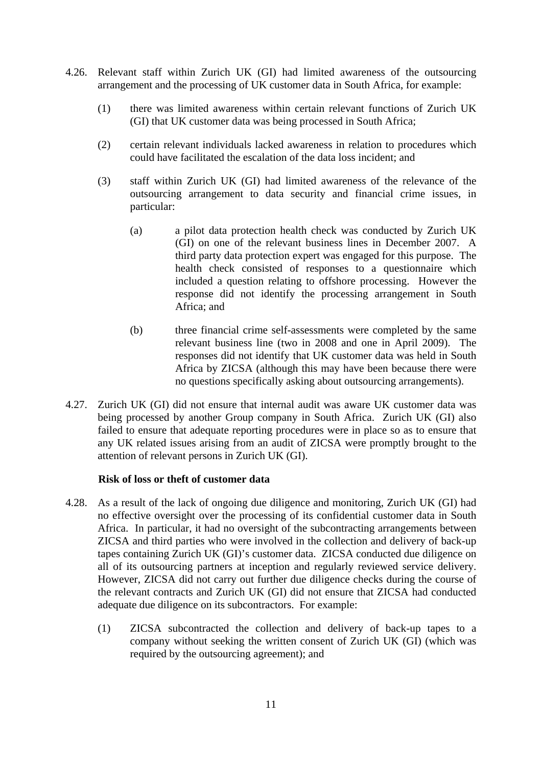4.26. Relevant staff within Zurich UK (GI) had limited awareness of the outsourcing arrangement and the processing of UK customer data in South Africa, for example:

(1) there was limited awareness within certain relevant functions of Zurich UK (GI) that UK customer data was being processed in South Africa;

(2) certain relevant individuals lacked awareness in relation to procedures which could have facilitated the escalation of the data loss incident; and

(3) staff within Zurich UK (GI) had limited awareness of the relevance of the outsourcing arrangement to data security and financial crime issues, in particular:

(a) a pilot data protection health check was conducted by Zurich UK (GI) on one of the relevant business lines in December 2007. A third party data protection expert was engaged for this purpose. The health check consisted of responses to a questionnaire which included a question relating to offshore processing. However the response did not identify the processing arrangement in South Africa; and

(b) three financial crime self-assessments were completed by the same relevant business line (two in 2008 and one in April 2009). The responses did not identify that UK customer data was held in South Africa by ZICSA (although this may have been because there were no questions specifically asking about outsourcing arrangements).

4.27. Zurich UK (GI) did not ensure that internal audit was aware UK customer data was being processed by another Group company in South Africa. Zurich UK (GI) also failed to ensure that adequate reporting procedures were in place so as to ensure that any UK related issues arising from an audit of ZICSA were promptly brought to the attention of relevant persons in Zurich UK (GI).

**Risk of loss or theft of customer data**

4.28. As a result of the lack of ongoing due diligence and monitoring, Zurich UK (GI) had no effective oversight over the processing of its confidential customer data in South Africa. In particular, it had no oversight of the subcontracting arrangements between ZICSA and third parties who were involved in the collection and delivery of back-up tapes containing Zurich UK (GI)'s customer data. ZICSA conducted due diligence on all of its outsourcing partners at inception and regularly reviewed service delivery. However, ZICSA did not carry out further due diligence checks during the course of the relevant contracts and Zurich UK (GI) did not ensure that ZICSA had conducted adequate due diligence on its subcontractors. For example:

(1) ZICSA subcontracted the collection and delivery of back-up tapes to a company without seeking the written consent of Zurich UK (GI) (which was required by the outsourcing agreement); and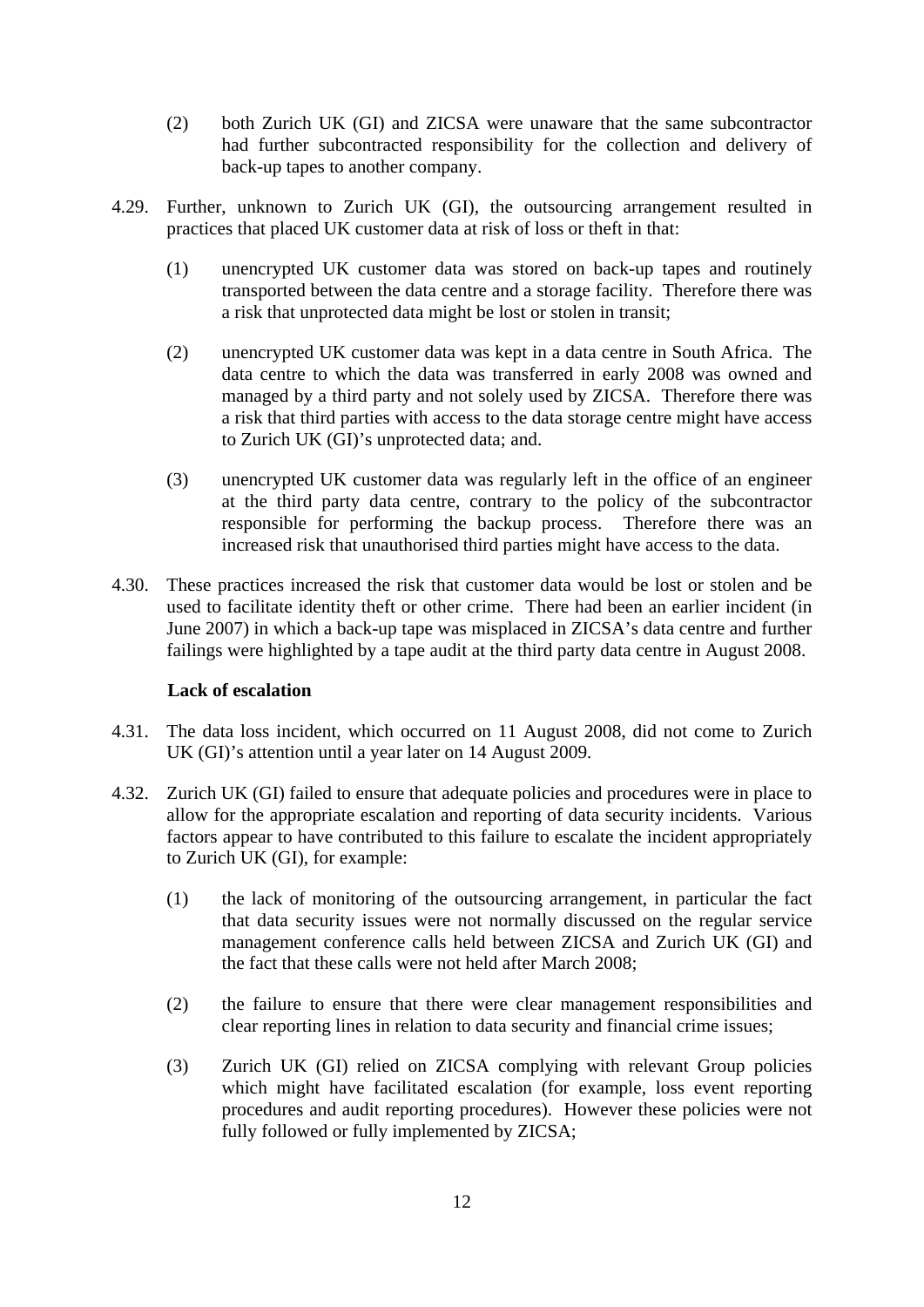(2) both Zurich UK (GI) and ZICSA were unaware that the same subcontractor had further subcontracted responsibility for the collection and delivery of back-up tapes to another company.

4.29. Further, unknown to Zurich UK (GI), the outsourcing arrangement resulted in practices that placed UK customer data at risk of loss or theft in that:

(1) unencrypted UK customer data was stored on back-up tapes and routinely transported between the data centre and a storage facility. Therefore there was a risk that unprotected data might be lost or stolen in transit;

(2) unencrypted UK customer data was kept in a data centre in South Africa. The data centre to which the data was transferred in early 2008 was owned and managed by a third party and not solely used by ZICSA. Therefore there was a risk that third parties with access to the data storage centre might have access to Zurich UK (GI)'s unprotected data; and.

(3) unencrypted UK customer data was regularly left in the office of an engineer at the third party data centre, contrary to the policy of the subcontractor responsible for performing the backup process. Therefore there was an increased risk that unauthorised third parties might have access to the data.

4.30. These practices increased the risk that customer data would be lost or stolen and be used to facilitate identity theft or other crime. There had been an earlier incident (in June 2007) in which a back-up tape was misplaced in ZICSA's data centre and further failings were highlighted by a tape audit at the third party data centre in August 2008.

**Lack of escalation**

4.31. The data loss incident, which occurred on 11 August 2008, did not come to Zurich UK (GI)'s attention until a year later on 14 August 2009.

4.32. Zurich UK (GI) failed to ensure that adequate policies and procedures were in place to allow for the appropriate escalation and reporting of data security incidents. Various factors appear to have contributed to this failure to escalate the incident appropriately to Zurich UK (GI), for example:

(1) the lack of monitoring of the outsourcing arrangement, in particular the fact that data security issues were not normally discussed on the regular service management conference calls held between ZICSA and Zurich UK (GI) and the fact that these calls were not held after March 2008;

(2) the failure to ensure that there were clear management responsibilities and clear reporting lines in relation to data security and financial crime issues;

(3) Zurich UK (GI) relied on ZICSA complying with relevant Group policies which might have facilitated escalation (for example, loss event reporting procedures and audit reporting procedures). However these policies were not fully followed or fully implemented by ZICSA;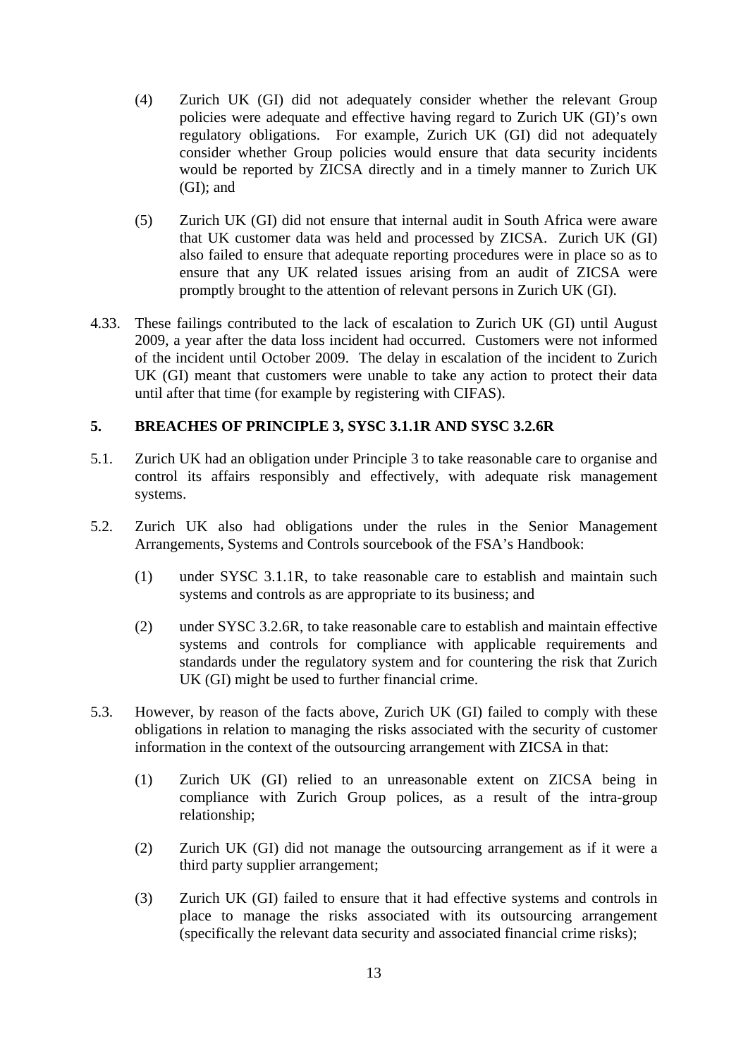(4) Zurich UK (GI) did not adequately consider whether the relevant Group policies were adequate and effective having regard to Zurich UK (GI)'s own regulatory obligations. For example, Zurich UK (GI) did not adequately consider whether Group policies would ensure that data security incidents would be reported by ZICSA directly and in a timely manner to Zurich UK (GI); and

(5) Zurich UK (GI) did not ensure that internal audit in South Africa were aware that UK customer data was held and processed by ZICSA. Zurich UK (GI) also failed to ensure that adequate reporting procedures were in place so as to ensure that any UK related issues arising from an audit of ZICSA were promptly brought to the attention of relevant persons in Zurich UK (GI).

4.33. These failings contributed to the lack of escalation to Zurich UK (GI) until August 2009, a year after the data loss incident had occurred. Customers were not informed of the incident until October 2009. The delay in escalation of the incident to Zurich UK (GI) meant that customers were unable to take any action to protect their data until after that time (for example by registering with CIFAS).

## 5. BREACHES OF PRINCIPLE 3, SYSC 3.1.1R AND SYSC 3.2.6R

5.1. Zurich UK had an obligation under Principle 3 to take reasonable care to organise and control its affairs responsibly and effectively, with adequate risk management systems.

5.2. Zurich UK also had obligations under the rules in the Senior Management Arrangements, Systems and Controls sourcebook of the FSA's Handbook:

(1) under SYSC 3.1.1R, to take reasonable care to establish and maintain such systems and controls as are appropriate to its business; and

(2) under SYSC 3.2.6R, to take reasonable care to establish and maintain effective systems and controls for compliance with applicable requirements and standards under the regulatory system and for countering the risk that Zurich UK (GI) might be used to further financial crime.

5.3. However, by reason of the facts above, Zurich UK (GI) failed to comply with these obligations in relation to managing the risks associated with the security of customer information in the context of the outsourcing arrangement with ZICSA in that:

(1) Zurich UK (GI) relied to an unreasonable extent on ZICSA being in compliance with Zurich Group polices, as a result of the intra-group relationship;

(2) Zurich UK (GI) did not manage the outsourcing arrangement as if it were a third party supplier arrangement;

(3) Zurich UK (GI) failed to ensure that it had effective systems and controls in place to manage the risks associated with its outsourcing arrangement (specifically the relevant data security and associated financial crime risks);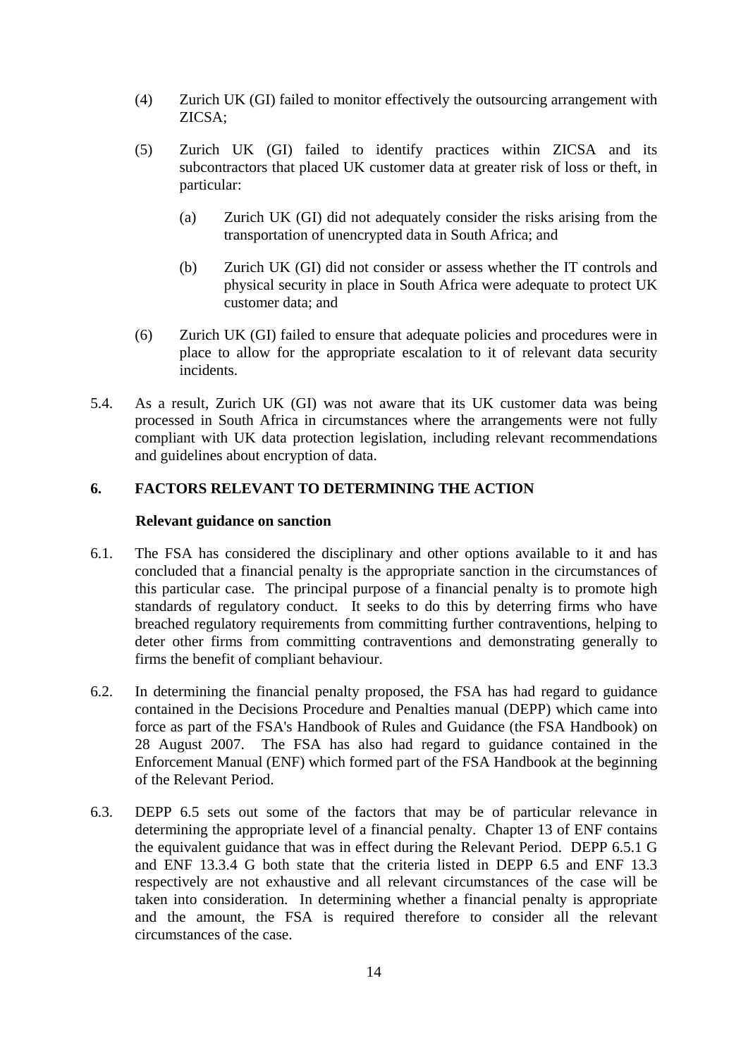(4) Zurich UK (GI) failed to monitor effectively the outsourcing arrangement with ZICSA;

(5) Zurich UK (GI) failed to identify practices within ZICSA and its subcontractors that placed UK customer data at greater risk of loss or theft, in particular:

 (a) Zurich UK (GI) did not adequately consider the risks arising from the transportation of unencrypted data in South Africa; and

 (b) Zurich UK (GI) did not consider or assess whether the IT controls and physical security in place in South Africa were adequate to protect UK customer data; and

(6) Zurich UK (GI) failed to ensure that adequate policies and procedures were in place to allow for the appropriate escalation to it of relevant data security incidents.

5.4. As a result, Zurich UK (GI) was not aware that its UK customer data was being processed in South Africa in circumstances where the arrangements were not fully compliant with UK data protection legislation, including relevant recommendations and guidelines about encryption of data.

## 6. FACTORS RELEVANT TO DETERMINING THE ACTION

### Relevant guidance on sanction

6.1. The FSA has considered the disciplinary and other options available to it and has concluded that a financial penalty is the appropriate sanction in the circumstances of this particular case. The principal purpose of a financial penalty is to promote high standards of regulatory conduct. It seeks to do this by deterring firms who have breached regulatory requirements from committing further contraventions, helping to deter other firms from committing contraventions and demonstrating generally to firms the benefit of compliant behaviour.

6.2. In determining the financial penalty proposed, the FSA has had regard to guidance contained in the Decisions Procedure and Penalties manual (DEPP) which came into force as part of the FSA's Handbook of Rules and Guidance (the FSA Handbook) on 28 August 2007. The FSA has also had regard to guidance contained in the Enforcement Manual (ENF) which formed part of the FSA Handbook at the beginning of the Relevant Period.

6.3. DEPP 6.5 sets out some of the factors that may be of particular relevance in determining the appropriate level of a financial penalty. Chapter 13 of ENF contains the equivalent guidance that was in effect during the Relevant Period. DEPP 6.5.1 G and ENF 13.3.4 G both state that the criteria listed in DEPP 6.5 and ENF 13.3 respectively are not exhaustive and all relevant circumstances of the case will be taken into consideration. In determining whether a financial penalty is appropriate and the amount, the FSA is required therefore to consider all the relevant circumstances of the case.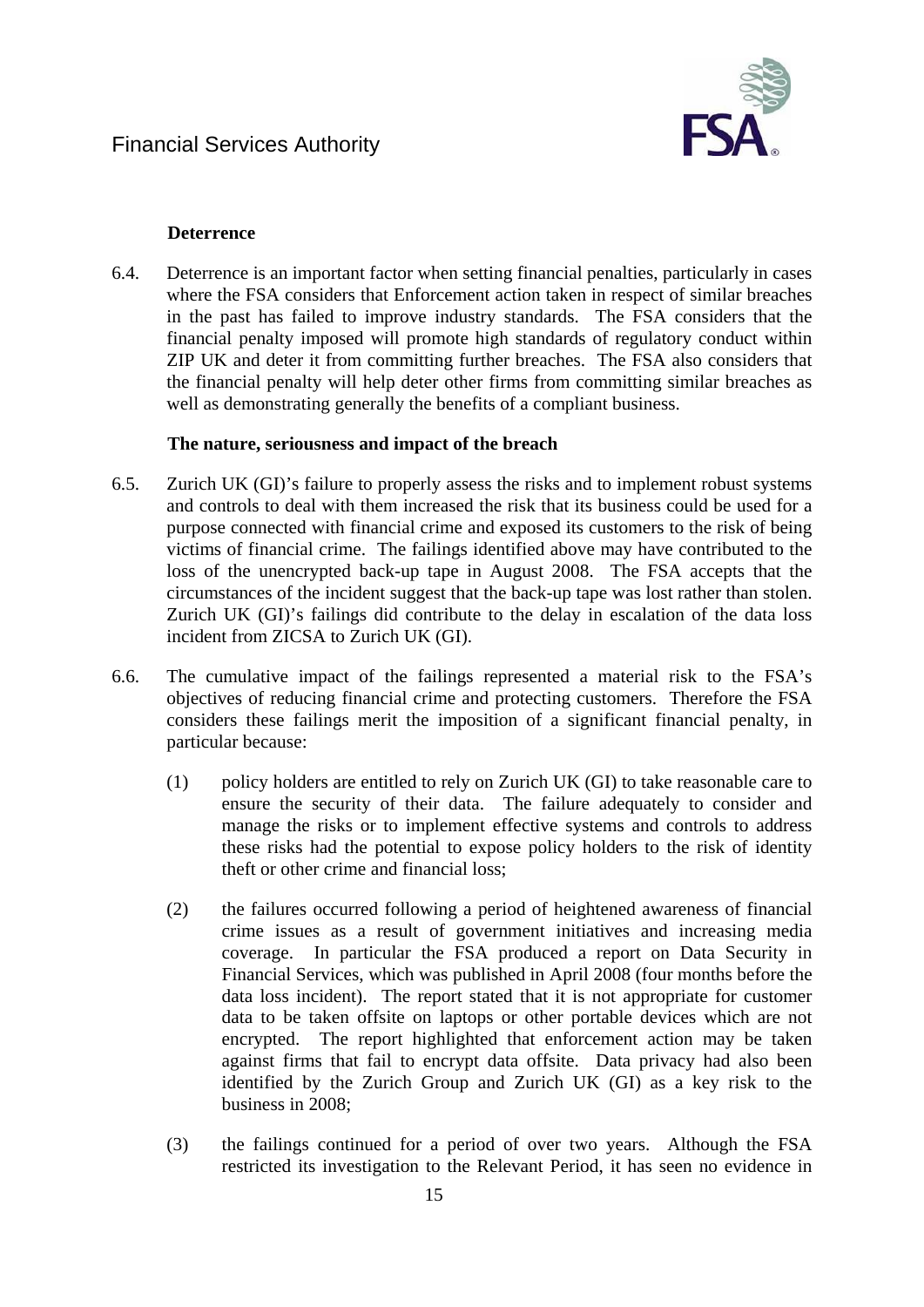**Deterrence**

6.4. Deterrence is an important factor when setting financial penalties, particularly in cases where the FSA considers that Enforcement action taken in respect of similar breaches in the past has failed to improve industry standards. The FSA considers that the financial penalty imposed will promote high standards of regulatory conduct within ZIP UK and deter it from committing further breaches. The FSA also considers that the financial penalty will help deter other firms from committing similar breaches as well as demonstrating generally the benefits of a compliant business.

**The nature, seriousness and impact of the breach**

6.5. Zurich UK (GI)'s failure to properly assess the risks and to implement robust systems and controls to deal with them increased the risk that its business could be used for a purpose connected with financial crime and exposed its customers to the risk of being victims of financial crime. The failings identified above may have contributed to the loss of the unencrypted back-up tape in August 2008. The FSA accepts that the circumstances of the incident suggest that the back-up tape was lost rather than stolen. Zurich UK (GI)'s failings did contribute to the delay in escalation of the data loss incident from ZICSA to Zurich UK (GI).

6.6. The cumulative impact of the failings represented a material risk to the FSA's objectives of reducing financial crime and protecting customers. Therefore the FSA considers these failings merit the imposition of a significant financial penalty, in particular because:

(1) policy holders are entitled to rely on Zurich UK (GI) to take reasonable care to ensure the security of their data. The failure adequately to consider and manage the risks or to implement effective systems and controls to address these risks had the potential to expose policy holders to the risk of identity theft or other crime and financial loss;

(2) the failures occurred following a period of heightened awareness of financial crime issues as a result of government initiatives and increasing media coverage. In particular the FSA produced a report on Data Security in Financial Services, which was published in April 2008 (four months before the data loss incident). The report stated that it is not appropriate for customer data to be taken offsite on laptops or other portable devices which are not encrypted. The report highlighted that enforcement action may be taken against firms that fail to encrypt data offsite. Data privacy had also been identified by the Zurich Group and Zurich UK (GI) as a key risk to the business in 2008;

(3) the failings continued for a period of over two years. Although the FSA restricted its investigation to the Relevant Period, it has seen no evidence in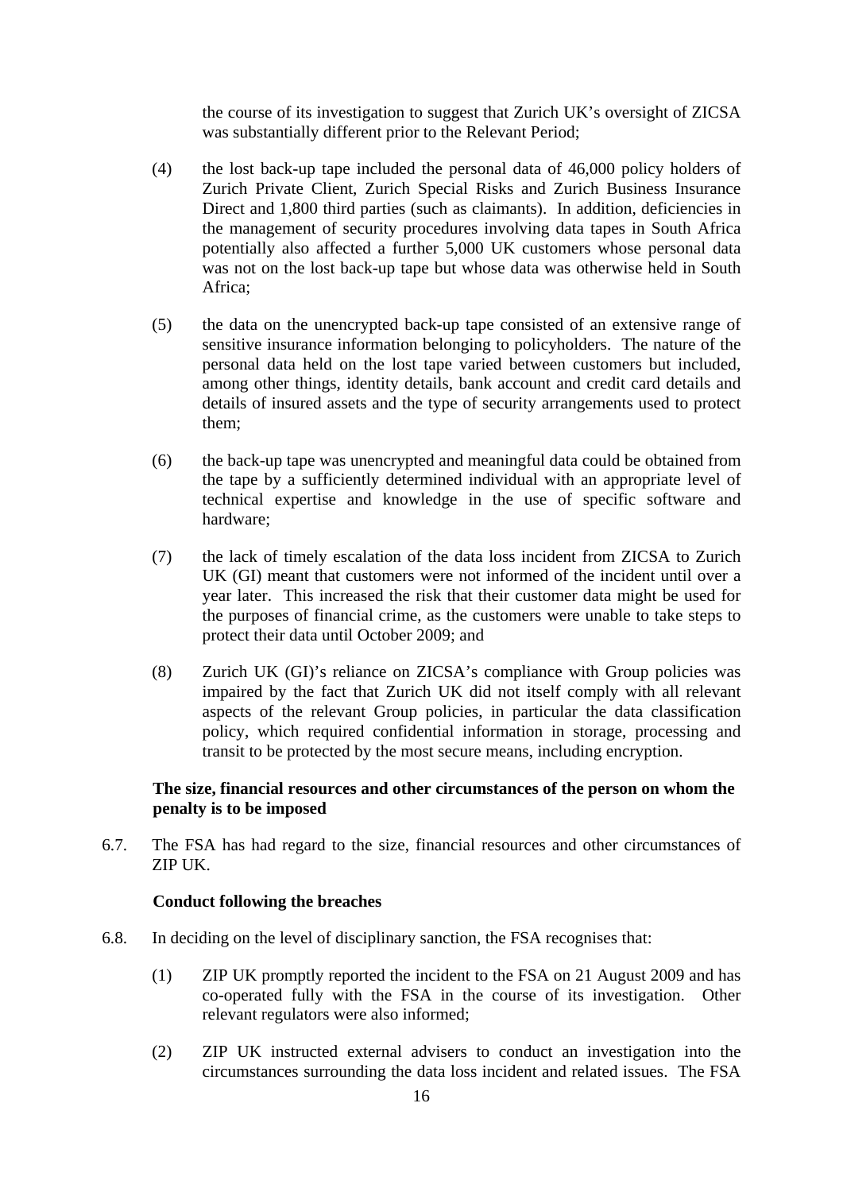the course of its investigation to suggest that Zurich UK's oversight of ZICSA was substantially different prior to the Relevant Period;

(4) the lost back-up tape included the personal data of 46,000 policy holders of Zurich Private Client, Zurich Special Risks and Zurich Business Insurance Direct and 1,800 third parties (such as claimants). In addition, deficiencies in the management of security procedures involving data tapes in South Africa potentially also affected a further 5,000 UK customers whose personal data was not on the lost back-up tape but whose data was otherwise held in South Africa;

(5) the data on the unencrypted back-up tape consisted of an extensive range of sensitive insurance information belonging to policyholders. The nature of the personal data held on the lost tape varied between customers but included, among other things, identity details, bank account and credit card details and details of insured assets and the type of security arrangements used to protect them;

(6) the back-up tape was unencrypted and meaningful data could be obtained from the tape by a sufficiently determined individual with an appropriate level of technical expertise and knowledge in the use of specific software and hardware;

(7) the lack of timely escalation of the data loss incident from ZICSA to Zurich UK (GI) meant that customers were not informed of the incident until over a year later. This increased the risk that their customer data might be used for the purposes of financial crime, as the customers were unable to take steps to protect their data until October 2009; and

(8) Zurich UK (GI)'s reliance on ZICSA's compliance with Group policies was impaired by the fact that Zurich UK did not itself comply with all relevant aspects of the relevant Group policies, in particular the data classification policy, which required confidential information in storage, processing and transit to be protected by the most secure means, including encryption.

**The size, financial resources and other circumstances of the person on whom the penalty is to be imposed**

6.7. The FSA has had regard to the size, financial resources and other circumstances of ZIP UK.

**Conduct following the breaches**

6.8. In deciding on the level of disciplinary sanction, the FSA recognises that:

(1) ZIP UK promptly reported the incident to the FSA on 21 August 2009 and has co-operated fully with the FSA in the course of its investigation. Other relevant regulators were also informed;

(2) ZIP UK instructed external advisers to conduct an investigation into the circumstances surrounding the data loss incident and related issues. The FSA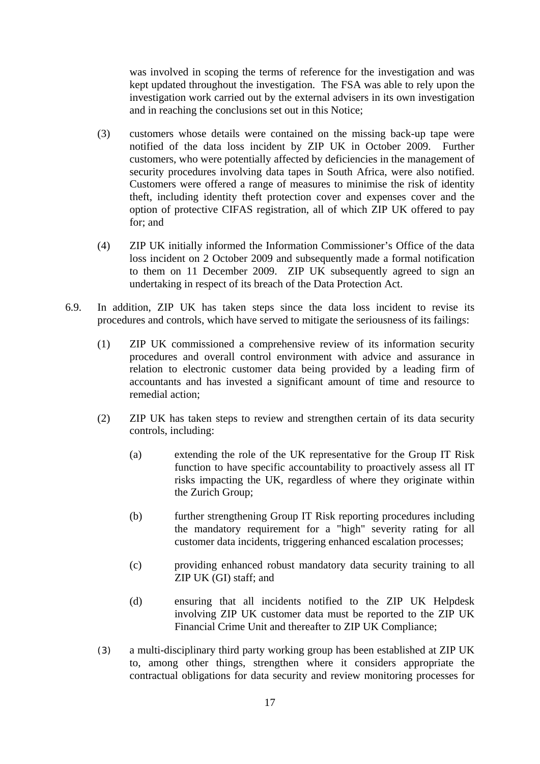was involved in scoping the terms of reference for the investigation and was kept updated throughout the investigation. The FSA was able to rely upon the investigation work carried out by the external advisers in its own investigation and in reaching the conclusions set out in this Notice;

(3) customers whose details were contained on the missing back-up tape were notified of the data loss incident by ZIP UK in October 2009. Further customers, who were potentially affected by deficiencies in the management of security procedures involving data tapes in South Africa, were also notified. Customers were offered a range of measures to minimise the risk of identity theft, including identity theft protection cover and expenses cover and the option of protective CIFAS registration, all of which ZIP UK offered to pay for; and

(4) ZIP UK initially informed the Information Commissioner's Office of the data loss incident on 2 October 2009 and subsequently made a formal notification to them on 11 December 2009. ZIP UK subsequently agreed to sign an undertaking in respect of its breach of the Data Protection Act.

6.9. In addition, ZIP UK has taken steps since the data loss incident to revise its procedures and controls, which have served to mitigate the seriousness of its failings:

(1) ZIP UK commissioned a comprehensive review of its information security procedures and overall control environment with advice and assurance in relation to electronic customer data being provided by a leading firm of accountants and has invested a significant amount of time and resource to remedial action;

(2) ZIP UK has taken steps to review and strengthen certain of its data security controls, including:

(a) extending the role of the UK representative for the Group IT Risk function to have specific accountability to proactively assess all IT risks impacting the UK, regardless of where they originate within the Zurich Group;

(b) further strengthening Group IT Risk reporting procedures including the mandatory requirement for a "high" severity rating for all customer data incidents, triggering enhanced escalation processes;

(c) providing enhanced robust mandatory data security training to all ZIP UK (GI) staff; and

(d) ensuring that all incidents notified to the ZIP UK Helpdesk involving ZIP UK customer data must be reported to the ZIP UK Financial Crime Unit and thereafter to ZIP UK Compliance;

(3) a multi-disciplinary third party working group has been established at ZIP UK to, among other things, strengthen where it considers appropriate the contractual obligations for data security and review monitoring processes for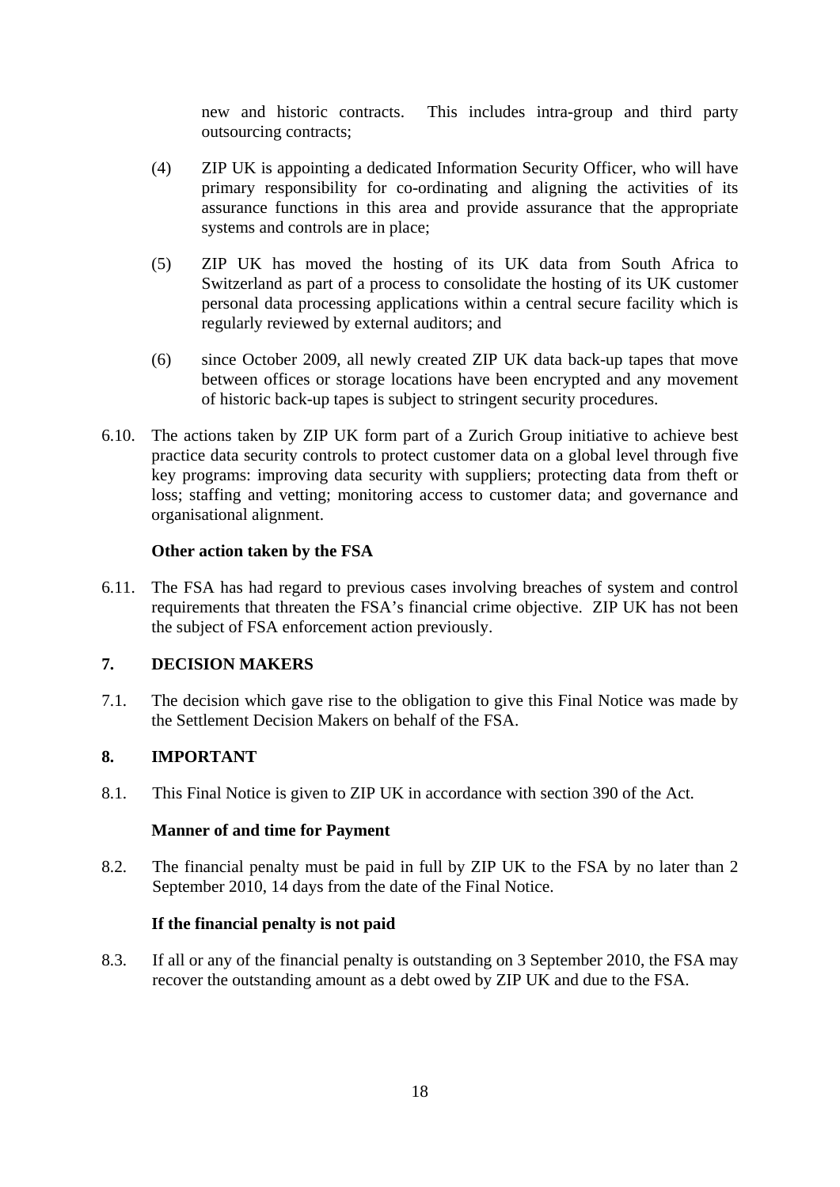new and historic contracts. This includes intra-group and third party outsourcing contracts;

(4) ZIP UK is appointing a dedicated Information Security Officer, who will have primary responsibility for co-ordinating and aligning the activities of its assurance functions in this area and provide assurance that the appropriate systems and controls are in place;

(5) ZIP UK has moved the hosting of its UK data from South Africa to Switzerland as part of a process to consolidate the hosting of its UK customer personal data processing applications within a central secure facility which is regularly reviewed by external auditors; and

(6) since October 2009, all newly created ZIP UK data back-up tapes that move between offices or storage locations have been encrypted and any movement of historic back-up tapes is subject to stringent security procedures.

6.10. The actions taken by ZIP UK form part of a Zurich Group initiative to achieve best practice data security controls to protect customer data on a global level through five key programs: improving data security with suppliers; protecting data from theft or loss; staffing and vetting; monitoring access to customer data; and governance and organisational alignment.

**Other action taken by the FSA**

6.11. The FSA has had regard to previous cases involving breaches of system and control requirements that threaten the FSA's financial crime objective. ZIP UK has not been the subject of FSA enforcement action previously.

## 7. DECISION MAKERS

7.1. The decision which gave rise to the obligation to give this Final Notice was made by the Settlement Decision Makers on behalf of the FSA.

## 8. IMPORTANT

8.1. This Final Notice is given to ZIP UK in accordance with section 390 of the Act.

**Manner of and time for Payment**

8.2. The financial penalty must be paid in full by ZIP UK to the FSA by no later than 2 September 2010, 14 days from the date of the Final Notice.

**If the financial penalty is not paid**

8.3. If all or any of the financial penalty is outstanding on 3 September 2010, the FSA may recover the outstanding amount as a debt owed by ZIP UK and due to the FSA.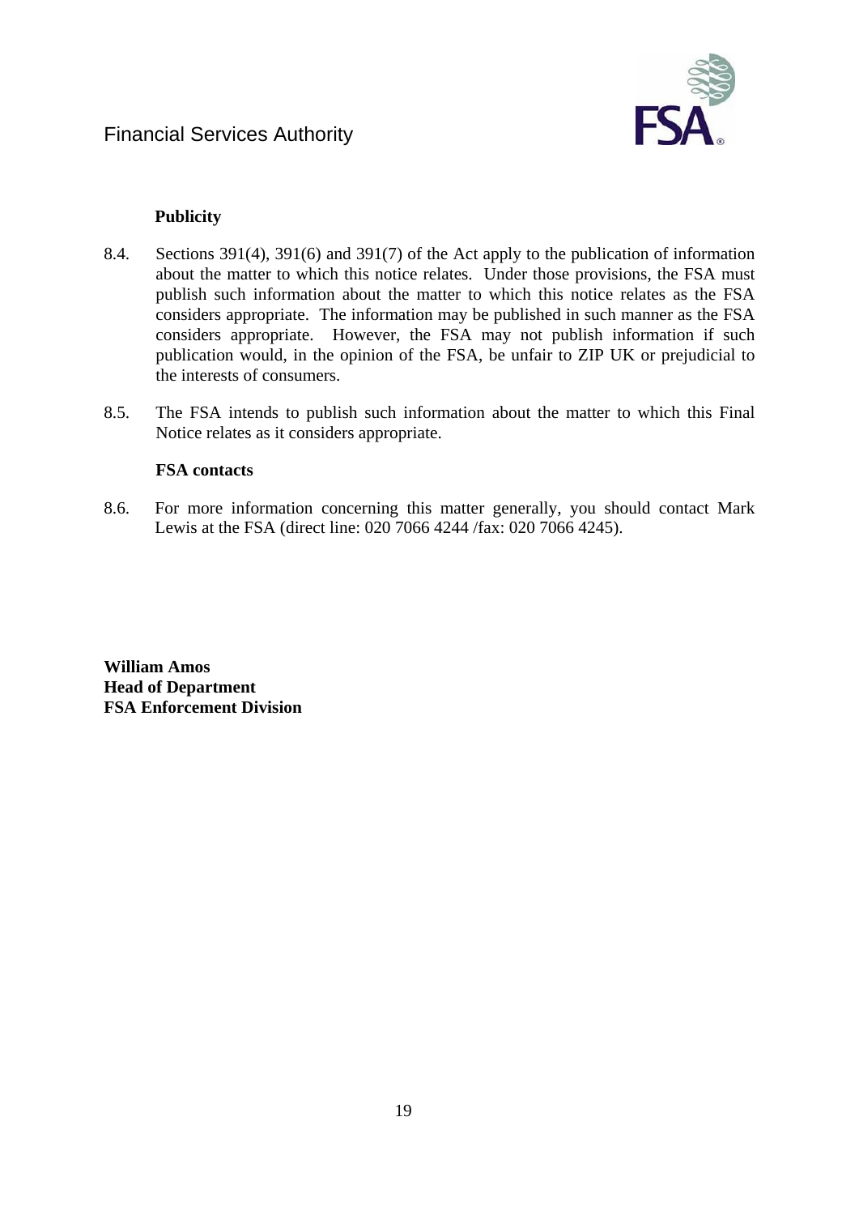**Publicity**

8.4. Sections 391(4), 391(6) and 391(7) of the Act apply to the publication of information about the matter to which this notice relates. Under those provisions, the FSA must publish such information about the matter to which this notice relates as the FSA considers appropriate. The information may be published in such manner as the FSA considers appropriate. However, the FSA may not publish information if such publication would, in the opinion of the FSA, be unfair to ZIP UK or prejudicial to the interests of consumers.

8.5. The FSA intends to publish such information about the matter to which this Final Notice relates as it considers appropriate.

**FSA contacts**

8.6. For more information concerning this matter generally, you should contact Mark Lewis at the FSA (direct line: 020 7066 4244 /fax: 020 7066 4245).

**William Amos**
**Head of Department**
**FSA Enforcement Division**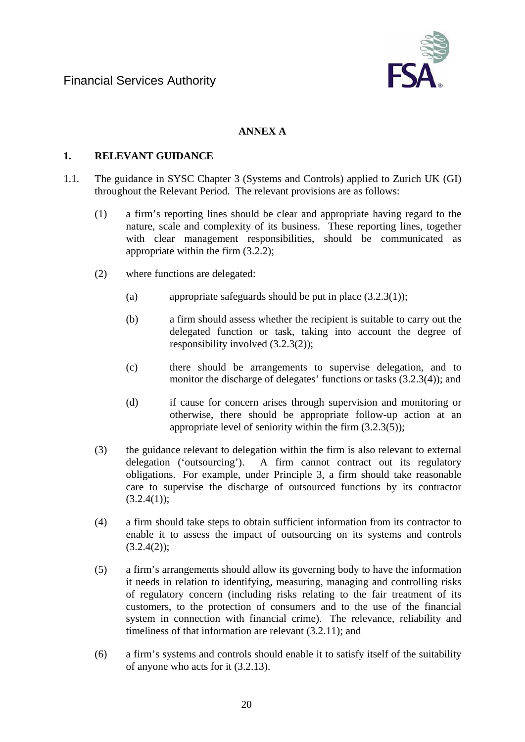Financial Services Authority

**ANNEX A**

**1. RELEVANT GUIDANCE**

1.1. The guidance in SYSC Chapter 3 (Systems and Controls) applied to Zurich UK (GI) throughout the Relevant Period. The relevant provisions are as follows:

(1) a firm's reporting lines should be clear and appropriate having regard to the nature, scale and complexity of its business. These reporting lines, together with clear management responsibilities, should be communicated as appropriate within the firm (3.2.2);

(2) where functions are delegated:

(a) appropriate safeguards should be put in place (3.2.3(1));

(b) a firm should assess whether the recipient is suitable to carry out the delegated function or task, taking into account the degree of responsibility involved (3.2.3(2));

(c) there should be arrangements to supervise delegation, and to monitor the discharge of delegates' functions or tasks (3.2.3(4)); and

(d) if cause for concern arises through supervision and monitoring or otherwise, there should be appropriate follow-up action at an appropriate level of seniority within the firm (3.2.3(5));

(3) the guidance relevant to delegation within the firm is also relevant to external delegation ('outsourcing'). A firm cannot contract out its regulatory obligations. For example, under Principle 3, a firm should take reasonable care to supervise the discharge of outsourced functions by its contractor (3.2.4(1));

(4) a firm should take steps to obtain sufficient information from its contractor to enable it to assess the impact of outsourcing on its systems and controls (3.2.4(2));

(5) a firm's arrangements should allow its governing body to have the information it needs in relation to identifying, measuring, managing and controlling risks of regulatory concern (including risks relating to the fair treatment of its customers, to the protection of consumers and to the use of the financial system in connection with financial crime). The relevance, reliability and timeliness of that information are relevant (3.2.11); and

(6) a firm's systems and controls should enable it to satisfy itself of the suitability of anyone who acts for it (3.2.13).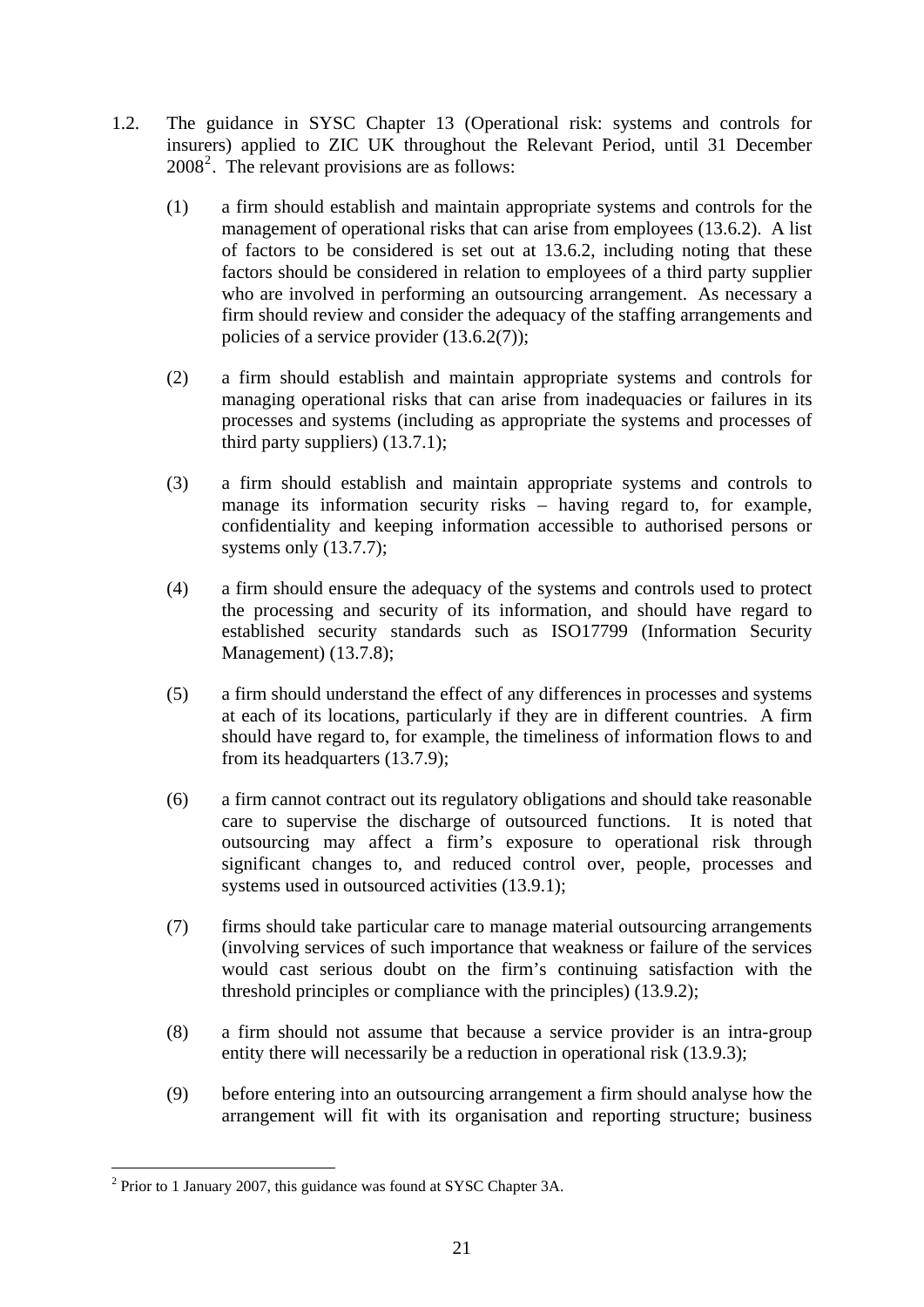1.2. The guidance in SYSC Chapter 13 (Operational risk: systems and controls for insurers) applied to ZIC UK throughout the Relevant Period, until 31 December 2008[2]. The relevant provisions are as follows:

(1) a firm should establish and maintain appropriate systems and controls for the management of operational risks that can arise from employees (13.6.2). A list of factors to be considered is set out at 13.6.2, including noting that these factors should be considered in relation to employees of a third party supplier who are involved in performing an outsourcing arrangement. As necessary a firm should review and consider the adequacy of the staffing arrangements and policies of a service provider (13.6.2(7));

(2) a firm should establish and maintain appropriate systems and controls for managing operational risks that can arise from inadequacies or failures in its processes and systems (including as appropriate the systems and processes of third party suppliers) (13.7.1);

(3) a firm should establish and maintain appropriate systems and controls to manage its information security risks – having regard to, for example, confidentiality and keeping information accessible to authorised persons or systems only (13.7.7);

(4) a firm should ensure the adequacy of the systems and controls used to protect the processing and security of its information, and should have regard to established security standards such as ISO17799 (Information Security Management) (13.7.8);

(5) a firm should understand the effect of any differences in processes and systems at each of its locations, particularly if they are in different countries. A firm should have regard to, for example, the timeliness of information flows to and from its headquarters (13.7.9);

(6) a firm cannot contract out its regulatory obligations and should take reasonable care to supervise the discharge of outsourced functions. It is noted that outsourcing may affect a firm's exposure to operational risk through significant changes to, and reduced control over, people, processes and systems used in outsourced activities (13.9.1);

(7) firms should take particular care to manage material outsourcing arrangements (involving services of such importance that weakness or failure of the services would cast serious doubt on the firm's continuing satisfaction with the threshold principles or compliance with the principles) (13.9.2);

(8) a firm should not assume that because a service provider is an intra-group entity there will necessarily be a reduction in operational risk (13.9.3);

(9) before entering into an outsourcing arrangement a firm should analyse how the arrangement will fit with its organisation and reporting structure; business

---

[2] Prior to 1 January 2007, this guidance was found at SYSC Chapter 3A.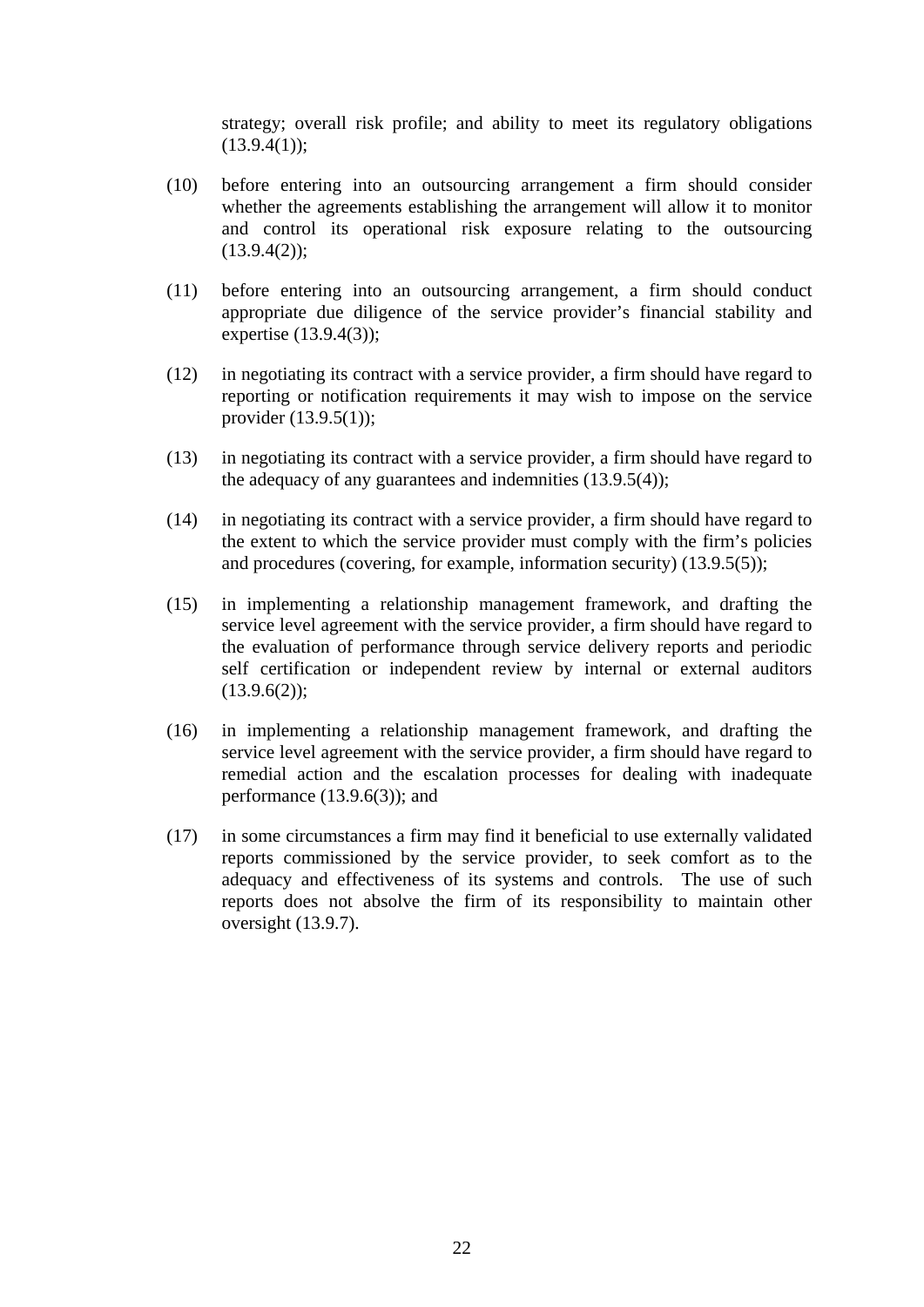strategy; overall risk profile; and ability to meet its regulatory obligations (13.9.4(1));

(10) before entering into an outsourcing arrangement a firm should consider whether the agreements establishing the arrangement will allow it to monitor and control its operational risk exposure relating to the outsourcing (13.9.4(2));

(11) before entering into an outsourcing arrangement, a firm should conduct appropriate due diligence of the service provider's financial stability and expertise (13.9.4(3));

(12) in negotiating its contract with a service provider, a firm should have regard to reporting or notification requirements it may wish to impose on the service provider (13.9.5(1));

(13) in negotiating its contract with a service provider, a firm should have regard to the adequacy of any guarantees and indemnities (13.9.5(4));

(14) in negotiating its contract with a service provider, a firm should have regard to the extent to which the service provider must comply with the firm's policies and procedures (covering, for example, information security) (13.9.5(5));

(15) in implementing a relationship management framework, and drafting the service level agreement with the service provider, a firm should have regard to the evaluation of performance through service delivery reports and periodic self certification or independent review by internal or external auditors (13.9.6(2));

(16) in implementing a relationship management framework, and drafting the service level agreement with the service provider, a firm should have regard to remedial action and the escalation processes for dealing with inadequate performance (13.9.6(3)); and

(17) in some circumstances a firm may find it beneficial to use externally validated reports commissioned by the service provider, to seek comfort as to the adequacy and effectiveness of its systems and controls. The use of such reports does not absolve the firm of its responsibility to maintain other oversight (13.9.7).